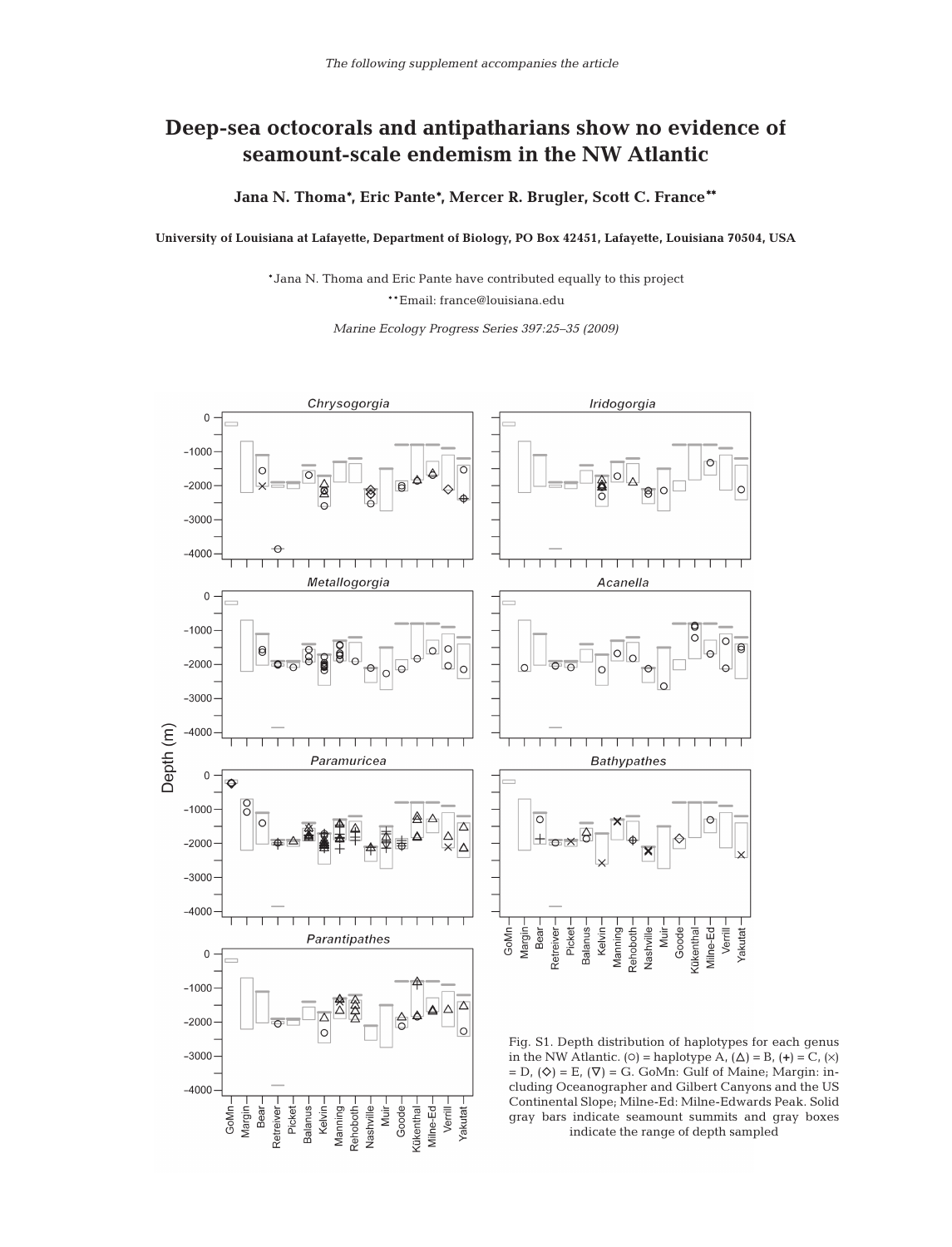*The following supplement accompanies the article*

# Deep-sea octocorals and antipatharians show no evidence of seamount-scale endemism in the NW Atlantic

**Jana N. Thoma\*, Eric Pante\*, Mercer R. Brugler, Scott C. France\*\***

**University of Louisiana at Lafayette, Department of Biology, PO Box 42451, Lafayette, Louisiana 70504, USA**

\*Jana N. Thoma and Eric Pante have contributed equally to this project

\*\*Email: france@louisiana.edu

*Marine Ecology Progress Series 397:25–35 (2009)*

Fig. S1. Depth distribution of haplotypes for each genus in the NW Atlantic. (○) = haplotype A, (△) = B, (+) = C, (×) = D, (◇) = E, (▽) = G. GoMn: Gulf of Maine; Margin: including Oceanographer and Gilbert Canyons and the US Continental Slope; Milne-Ed: Milne-Edwards Peak. Solid gray bars indicate seamount summits and gray boxes indicate the range of depth sampled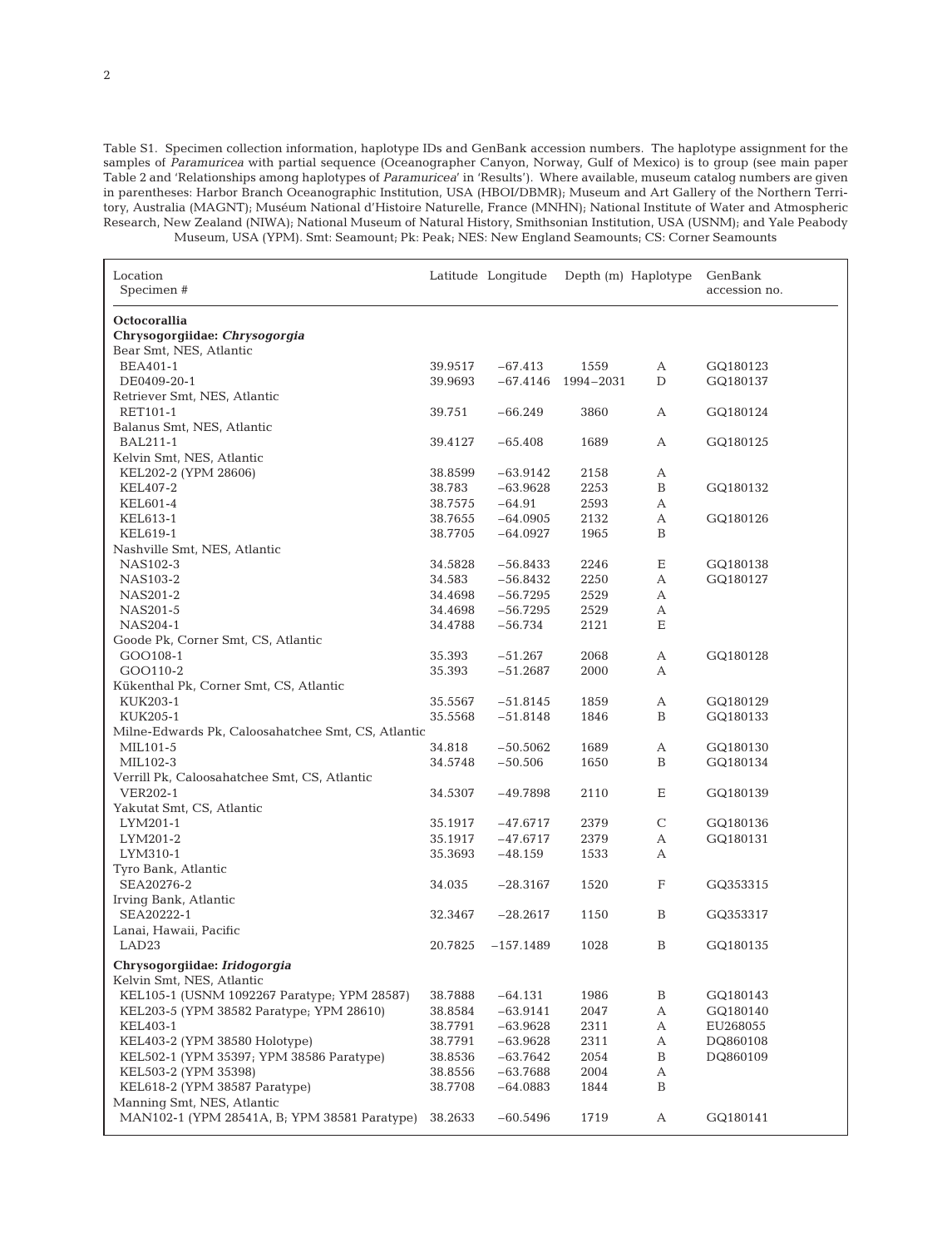Table S1. Specimen collection information, haplotype IDs and GenBank accession numbers. The haplotype assignment for the samples of *Paramuricea* with partial sequence (Oceanographer Canyon, Norway, Gulf of Mexico) is to group (see main paper Table 2 and 'Relationships among haplotypes of *Paramuricea*' in 'Results'). Where available, museum catalog numbers are given in parentheses: Harbor Branch Oceanographic Institution, USA (HBOI/DBMR); Museum and Art Gallery of the Northern Territory, Australia (MAGNT); Muséum National d'Histoire Naturelle, France (MNHN); National Institute of Water and Atmospheric Research, New Zealand (NIWA); National Museum of Natural History, Smithsonian Institution, USA (USNM); and Yale Peabody Museum, USA (YPM). Smt: Seamount; Pk: Peak; NES: New England Seamounts; CS: Corner Seamounts

| Location<br>Specimen # | Latitude | Longitude | Depth (m) | Haplotype | GenBank accession no. |
|---|---|---|---|---|---|
| **Octocorallia** | | | | | |
| **Chrysogorgiidae: *Chrysogorgia*** | | | | | |
| Bear Smt, NES, Atlantic | | | | | |
| BEA401-1 | 39.9517 | −67.413 | 1559 | A | GQ180123 |
| DE0409-20-1 | 39.9693 | −67.4146 | 1994–2031 | D | GQ180137 |
| Retriever Smt, NES, Atlantic | | | | | |
| RET101-1 | 39.751 | −66.249 | 3860 | A | GQ180124 |
| Balanus Smt, NES, Atlantic | | | | | |
| BAL211-1 | 39.4127 | −65.408 | 1689 | A | GQ180125 |
| Kelvin Smt, NES, Atlantic | | | | | |
| KEL202-2 (YPM 28606) | 38.8599 | −63.9142 | 2158 | A | |
| KEL407-2 | 38.783 | −63.9628 | 2253 | B | GQ180132 |
| KEL601-4 | 38.7575 | −64.91 | 2593 | A | |
| KEL613-1 | 38.7655 | −64.0905 | 2132 | A | GQ180126 |
| KEL619-1 | 38.7705 | −64.0927 | 1965 | B | |
| Nashville Smt, NES, Atlantic | | | | | |
| NAS102-3 | 34.5828 | −56.8433 | 2246 | E | GQ180138 |
| NAS103-2 | 34.583 | −56.8432 | 2250 | A | GQ180127 |
| NAS201-2 | 34.4698 | −56.7295 | 2529 | A | |
| NAS201-5 | 34.4698 | −56.7295 | 2529 | A | |
| NAS204-1 | 34.4788 | −56.734 | 2121 | E | |
| Goode Pk, Corner Smt, CS, Atlantic | | | | | |
| GOO108-1 | 35.393 | −51.267 | 2068 | A | GQ180128 |
| GOO110-2 | 35.393 | −51.2687 | 2000 | A | |
| Kükenthal Pk, Corner Smt, CS, Atlantic | | | | | |
| KUK203-1 | 35.5567 | −51.8145 | 1859 | A | GQ180129 |
| KUK205-1 | 35.5568 | −51.8148 | 1846 | B | GQ180133 |
| Milne-Edwards Pk, Caloosahatchee Smt, CS, Atlantic | | | | | |
| MIL101-5 | 34.818 | −50.5062 | 1689 | A | GQ180130 |
| MIL102-3 | 34.5748 | −50.506 | 1650 | B | GQ180134 |
| Verrill Pk, Caloosahatchee Smt, CS, Atlantic | | | | | |
| VER202-1 | 34.5307 | −49.7898 | 2110 | E | GQ180139 |
| Yakutat Smt, CS, Atlantic | | | | | |
| LYM201-1 | 35.1917 | −47.6717 | 2379 | C | GQ180136 |
| LYM201-2 | 35.1917 | −47.6717 | 2379 | A | GQ180131 |
| LYM310-1 | 35.3693 | −48.159 | 1533 | A | |
| Tyro Bank, Atlantic | | | | | |
| SEA20276-2 | 34.035 | −28.3167 | 1520 | F | GQ353315 |
| Irving Bank, Atlantic | | | | | |
| SEA20222-1 | 32.3467 | −28.2617 | 1150 | B | GQ353317 |
| Lanai, Hawaii, Pacific | | | | | |
| LAD23 | 20.7825 | −157.1489 | 1028 | B | GQ180135 |
| **Chrysogorgiidae: *Iridogorgia*** | | | | | |
| Kelvin Smt, NES, Atlantic | | | | | |
| KEL105-1 (USNM 1092267 Paratype; YPM 28587) | 38.7888 | −64.131 | 1986 | B | GQ180143 |
| KEL203-5 (YPM 38582 Paratype; YPM 28610) | 38.8584 | −63.9141 | 2047 | A | GQ180140 |
| KEL403-1 | 38.7791 | −63.9628 | 2311 | A | EU268055 |
| KEL403-2 (YPM 38580 Holotype) | 38.7791 | −63.9628 | 2311 | A | DQ860108 |
| KEL502-1 (YPM 35397; YPM 38586 Paratype) | 38.8536 | −63.7642 | 2054 | B | DQ860109 |
| KEL503-2 (YPM 35398) | 38.8556 | −63.7688 | 2004 | A | |
| KEL618-2 (YPM 38587 Paratype) | 38.7708 | −64.0883 | 1844 | B | |
| Manning Smt, NES, Atlantic | | | | | |
| MAN102-1 (YPM 28541A, B; YPM 38581 Paratype) | 38.2633 | −60.5496 | 1719 | A | GQ180141 |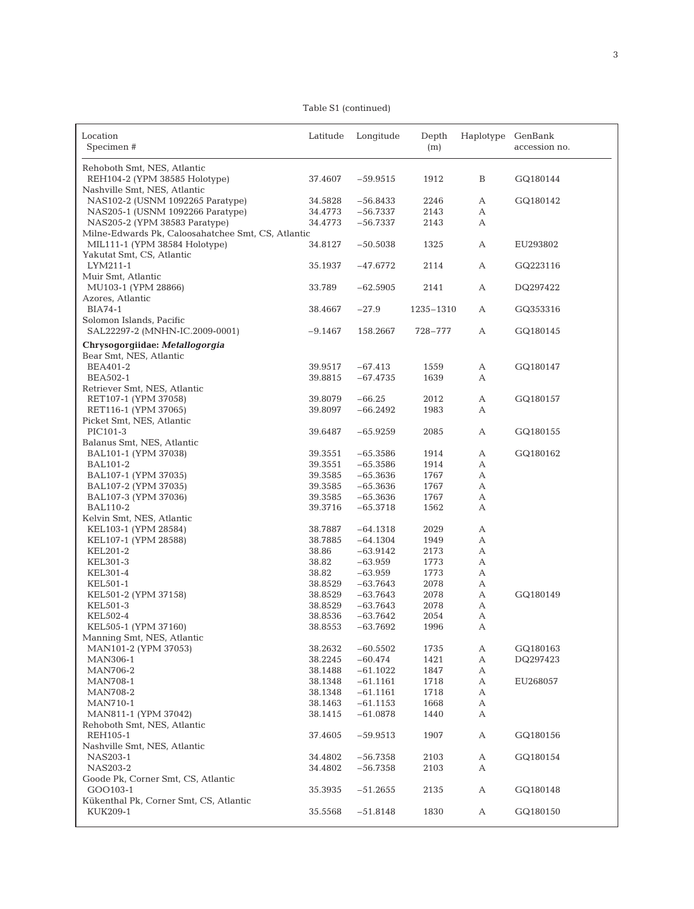Table S1 (continued)

| Location<br>Specimen # | Latitude | Longitude | Depth (m) | Haplotype | GenBank accession no. |
|---|---|---|---|---|---|
| Rehoboth Smt, NES, Atlantic | | | | | |
| REH104-2 (YPM 38585 Holotype) | 37.4607 | −59.9515 | 1912 | B | GQ180144 |
| Nashville Smt, NES, Atlantic | | | | | |
| NAS102-2 (USNM 1092265 Paratype) | 34.5828 | −56.8433 | 2246 | A | GQ180142 |
| NAS205-1 (USNM 1092266 Paratype) | 34.4773 | −56.7337 | 2143 | A | |
| NAS205-2 (YPM 38583 Paratype) | 34.4773 | −56.7337 | 2143 | A | |
| Milne-Edwards Pk, Caloosahatchee Smt, CS, Atlantic | | | | | |
| MIL111-1 (YPM 38584 Holotype) | 34.8127 | −50.5038 | 1325 | A | EU293802 |
| Yakutat Smt, CS, Atlantic | | | | | |
| LYM211-1 | 35.1937 | −47.6772 | 2114 | A | GQ223116 |
| Muir Smt, Atlantic | | | | | |
| MU103-1 (YPM 28866) | 33.789 | −62.5905 | 2141 | A | DQ297422 |
| Azores, Atlantic | | | | | |
| BIA74-1 | 38.4667 | −27.9 | 1235–1310 | A | GQ353316 |
| Solomon Islands, Pacific | | | | | |
| SAL22297-2 (MNHN-IC.2009-0001) | −9.1467 | 158.2667 | 728–777 | A | GQ180145 |
| **Chrysogorgiidae: *Metallogorgia*** | | | | | |
| Bear Smt, NES, Atlantic | | | | | |
| BEA401-2 | 39.9517 | −67.413 | 1559 | A | GQ180147 |
| BEA502-1 | 39.8815 | −67.4735 | 1639 | A | |
| Retriever Smt, NES, Atlantic | | | | | |
| RET107-1 (YPM 37058) | 39.8079 | −66.25 | 2012 | A | GQ180157 |
| RET116-1 (YPM 37065) | 39.8097 | −66.2492 | 1983 | A | |
| Picket Smt, NES, Atlantic | | | | | |
| PIC101-3 | 39.6487 | −65.9259 | 2085 | A | GQ180155 |
| Balanus Smt, NES, Atlantic | | | | | |
| BAL101-1 (YPM 37038) | 39.3551 | −65.3586 | 1914 | A | GQ180162 |
| BAL101-2 | 39.3551 | −65.3586 | 1914 | A | |
| BAL107-1 (YPM 37035) | 39.3585 | −65.3636 | 1767 | A | |
| BAL107-2 (YPM 37035) | 39.3585 | −65.3636 | 1767 | A | |
| BAL107-3 (YPM 37036) | 39.3585 | −65.3636 | 1767 | A | |
| BAL110-2 | 39.3716 | −65.3718 | 1562 | A | |
| Kelvin Smt, NES, Atlantic | | | | | |
| KEL103-1 (YPM 28584) | 38.7887 | −64.1318 | 2029 | A | |
| KEL107-1 (YPM 28588) | 38.7885 | −64.1304 | 1949 | A | |
| KEL201-2 | 38.86 | −63.9142 | 2173 | A | |
| KEL301-3 | 38.82 | −63.959 | 1773 | A | |
| KEL301-4 | 38.82 | −63.959 | 1773 | A | |
| KEL501-1 | 38.8529 | −63.7643 | 2078 | A | |
| KEL501-2 (YPM 37158) | 38.8529 | −63.7643 | 2078 | A | GQ180149 |
| KEL501-3 | 38.8529 | −63.7643 | 2078 | A | |
| KEL502-4 | 38.8536 | −63.7642 | 2054 | A | |
| KEL505-1 (YPM 37160) | 38.8553 | −63.7692 | 1996 | A | |
| Manning Smt, NES, Atlantic | | | | | |
| MAN101-2 (YPM 37053) | 38.2632 | −60.5502 | 1735 | A | GQ180163 |
| MAN306-1 | 38.2245 | −60.474 | 1421 | A | DQ297423 |
| MAN706-2 | 38.1488 | −61.1022 | 1847 | A | |
| MAN708-1 | 38.1348 | −61.1161 | 1718 | A | EU268057 |
| MAN708-2 | 38.1348 | −61.1161 | 1718 | A | |
| MAN710-1 | 38.1463 | −61.1153 | 1668 | A | |
| MAN811-1 (YPM 37042) | 38.1415 | −61.0878 | 1440 | A | |
| Rehoboth Smt, NES, Atlantic | | | | | |
| REH105-1 | 37.4605 | −59.9513 | 1907 | A | GQ180156 |
| Nashville Smt, NES, Atlantic | | | | | |
| NAS203-1 | 34.4802 | −56.7358 | 2103 | A | GQ180154 |
| NAS203-2 | 34.4802 | −56.7358 | 2103 | A | |
| Goode Pk, Corner Smt, CS, Atlantic | | | | | |
| GOO103-1 | 35.3935 | −51.2655 | 2135 | A | GQ180148 |
| Kükenthal Pk, Corner Smt, CS, Atlantic | | | | | |
| KUK209-1 | 35.5568 | −51.8148 | 1830 | A | GQ180150 |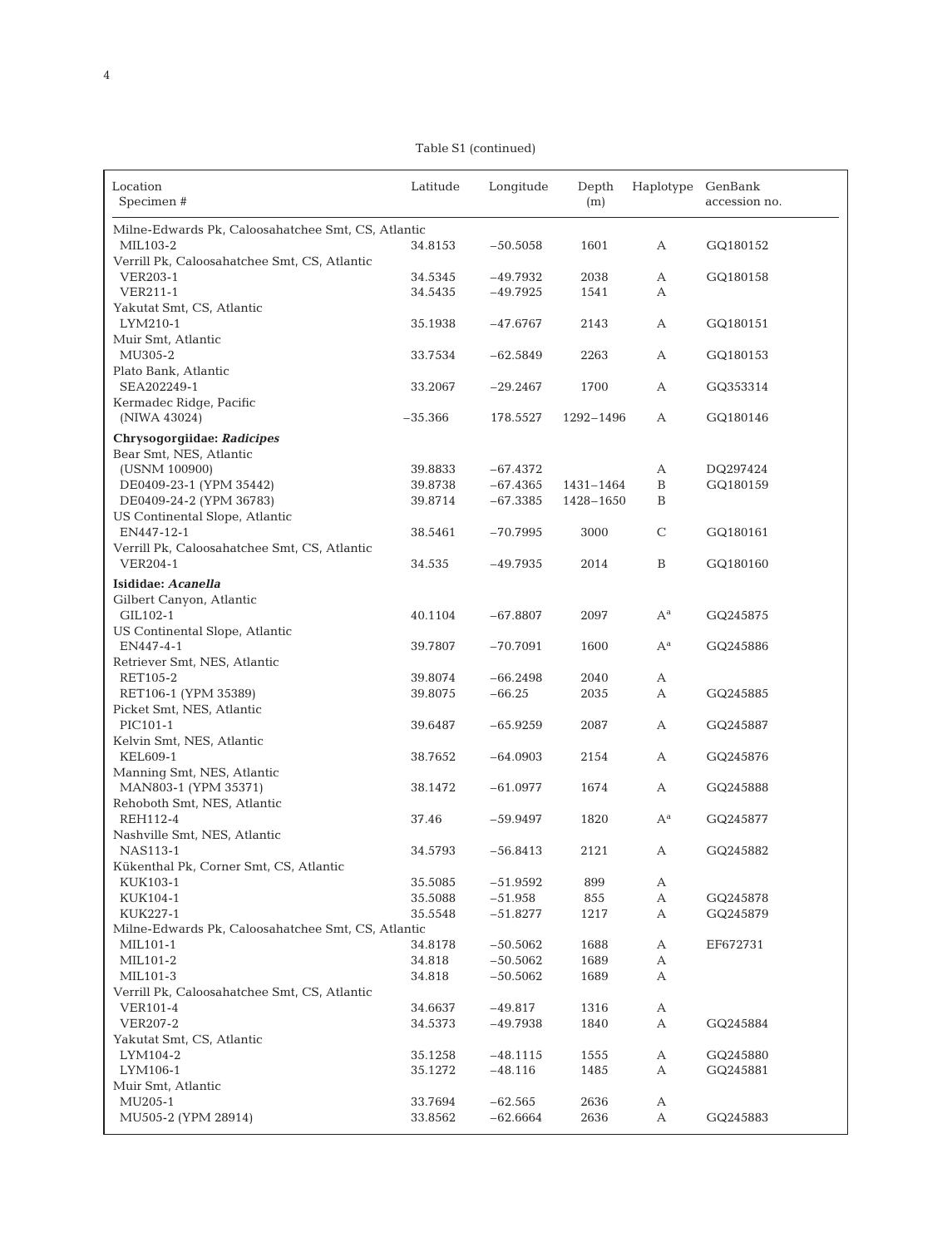Table S1 (continued)

| Location<br>Specimen # | Latitude | Longitude | Depth (m) | Haplotype | GenBank accession no. |
|---|---|---|---|---|---|
| Milne-Edwards Pk, Caloosahatchee Smt, CS, Atlantic | | | | | |
| MIL103-2 | 34.8153 | −50.5058 | 1601 | A | GQ180152 |
| Verrill Pk, Caloosahatchee Smt, CS, Atlantic | | | | | |
| VER203-1 | 34.5345 | −49.7932 | 2038 | A | GQ180158 |
| VER211-1 | 34.5435 | −49.7925 | 1541 | A | |
| Yakutat Smt, CS, Atlantic | | | | | |
| LYM210-1 | 35.1938 | −47.6767 | 2143 | A | GQ180151 |
| Muir Smt, Atlantic | | | | | |
| MU305-2 | 33.7534 | −62.5849 | 2263 | A | GQ180153 |
| Plato Bank, Atlantic | | | | | |
| SEA202249-1 | 33.2067 | −29.2467 | 1700 | A | GQ353314 |
| Kermadec Ridge, Pacific | | | | | |
| (NIWA 43024) | −35.366 | 178.5527 | 1292–1496 | A | GQ180146 |
| **Chrysogorgiidae: *Radicipes*** | | | | | |
| Bear Smt, NES, Atlantic | | | | | |
| (USNM 100900) | 39.8833 | −67.4372 | | A | DQ297424 |
| DE0409-23-1 (YPM 35442) | 39.8738 | −67.4365 | 1431–1464 | B | GQ180159 |
| DE0409-24-2 (YPM 36783) | 39.8714 | −67.3385 | 1428–1650 | B | |
| US Continental Slope, Atlantic | | | | | |
| EN447-12-1 | 38.5461 | −70.7995 | 3000 | C | GQ180161 |
| Verrill Pk, Caloosahatchee Smt, CS, Atlantic | | | | | |
| VER204-1 | 34.535 | −49.7935 | 2014 | B | GQ180160 |
| **Isididae: *Acanella*** | | | | | |
| Gilbert Canyon, Atlantic | | | | | |
| GIL102-1 | 40.1104 | −67.8807 | 2097 | A[a] | GQ245875 |
| US Continental Slope, Atlantic | | | | | |
| EN447-4-1 | 39.7807 | −70.7091 | 1600 | A[a] | GQ245886 |
| Retriever Smt, NES, Atlantic | | | | | |
| RET105-2 | 39.8074 | −66.2498 | 2040 | A | |
| RET106-1 (YPM 35389) | 39.8075 | −66.25 | 2035 | A | GQ245885 |
| Picket Smt, NES, Atlantic | | | | | |
| PIC101-1 | 39.6487 | −65.9259 | 2087 | A | GQ245887 |
| Kelvin Smt, NES, Atlantic | | | | | |
| KEL609-1 | 38.7652 | −64.0903 | 2154 | A | GQ245876 |
| Manning Smt, NES, Atlantic | | | | | |
| MAN803-1 (YPM 35371) | 38.1472 | −61.0977 | 1674 | A | GQ245888 |
| Rehoboth Smt, NES, Atlantic | | | | | |
| REH112-4 | 37.46 | −59.9497 | 1820 | A[a] | GQ245877 |
| Nashville Smt, NES, Atlantic | | | | | |
| NAS113-1 | 34.5793 | −56.8413 | 2121 | A | GQ245882 |
| Kükenthal Pk, Corner Smt, CS, Atlantic | | | | | |
| KUK103-1 | 35.5085 | −51.9592 | 899 | A | |
| KUK104-1 | 35.5088 | −51.958 | 855 | A | GQ245878 |
| KUK227-1 | 35.5548 | −51.8277 | 1217 | A | GQ245879 |
| Milne-Edwards Pk, Caloosahatchee Smt, CS, Atlantic | | | | | |
| MIL101-1 | 34.8178 | −50.5062 | 1688 | A | EF672731 |
| MIL101-2 | 34.818 | −50.5062 | 1689 | A | |
| MIL101-3 | 34.818 | −50.5062 | 1689 | A | |
| Verrill Pk, Caloosahatchee Smt, CS, Atlantic | | | | | |
| VER101-4 | 34.6637 | −49.817 | 1316 | A | |
| VER207-2 | 34.5373 | −49.7938 | 1840 | A | GQ245884 |
| Yakutat Smt, CS, Atlantic | | | | | |
| LYM104-2 | 35.1258 | −48.1115 | 1555 | A | GQ245880 |
| LYM106-1 | 35.1272 | −48.116 | 1485 | A | GQ245881 |
| Muir Smt, Atlantic | | | | | |
| MU205-1 | 33.7694 | −62.565 | 2636 | A | |
| MU505-2 (YPM 28914) | 33.8562 | −62.6664 | 2636 | A | GQ245883 |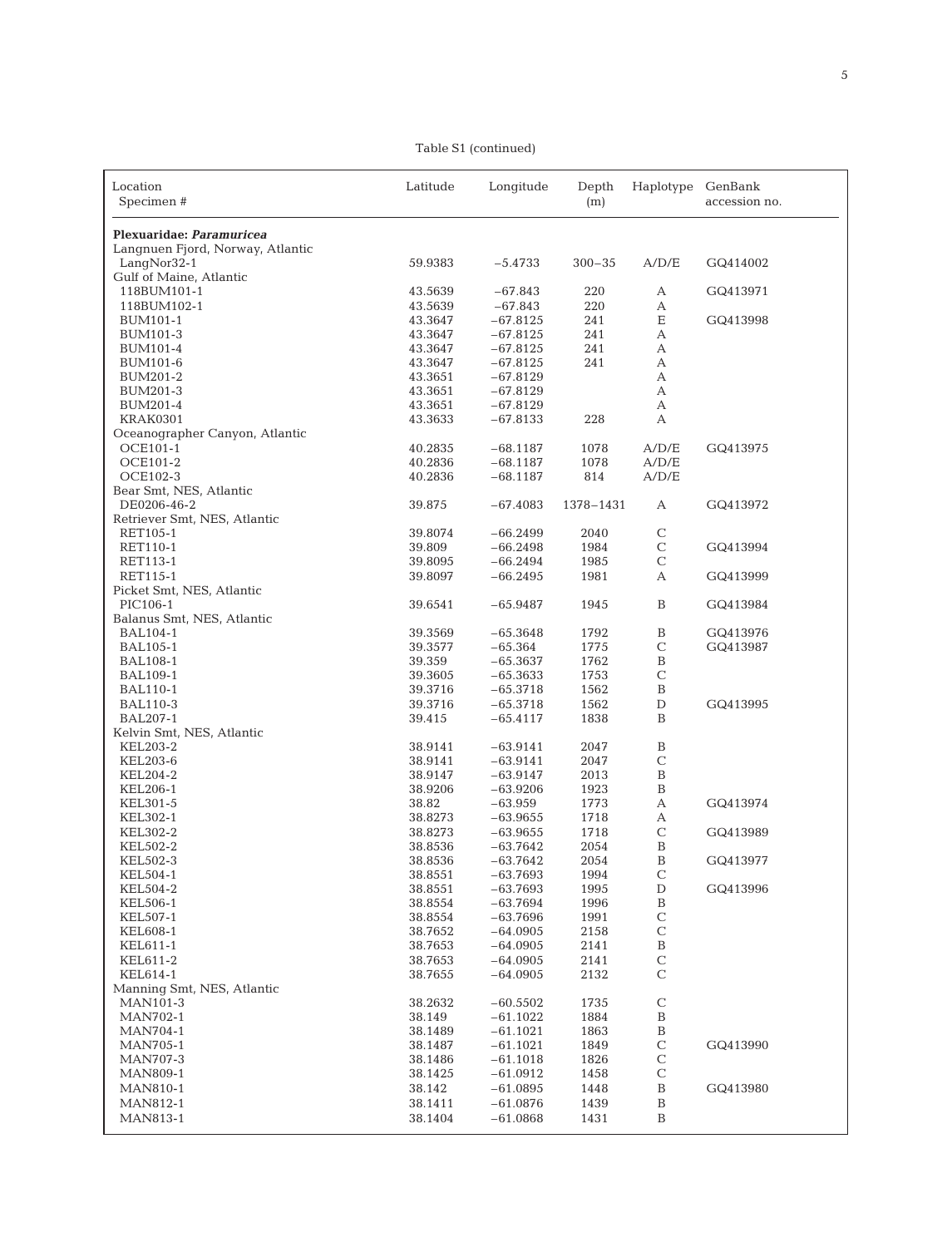Table S1 (continued)

| Location<br>Specimen # | Latitude | Longitude | Depth (m) | Haplotype | GenBank accession no. |
|---|---|---|---|---|---|
| **Plexuaridae: *Paramuricea*** | | | | | |
| Langnuen Fjord, Norway, Atlantic | | | | | |
| LangNor32-1 | 59.9383 | −5.4733 | 300−35 | A/D/E | GQ414002 |
| Gulf of Maine, Atlantic | | | | | |
| 118BUM101-1 | 43.5639 | −67.843 | 220 | A | GQ413971 |
| 118BUM102-1 | 43.5639 | −67.843 | 220 | A | |
| BUM101-1 | 43.3647 | −67.8125 | 241 | E | GQ413998 |
| BUM101-3 | 43.3647 | −67.8125 | 241 | A | |
| BUM101-4 | 43.3647 | −67.8125 | 241 | A | |
| BUM101-6 | 43.3647 | −67.8125 | 241 | A | |
| BUM201-2 | 43.3651 | −67.8129 | | A | |
| BUM201-3 | 43.3651 | −67.8129 | | A | |
| BUM201-4 | 43.3651 | −67.8129 | | A | |
| KRAK0301 | 43.3633 | −67.8133 | 228 | A | |
| Oceanographer Canyon, Atlantic | | | | | |
| OCE101-1 | 40.2835 | −68.1187 | 1078 | A/D/E | GQ413975 |
| OCE101-2 | 40.2836 | −68.1187 | 1078 | A/D/E | |
| OCE102-3 | 40.2836 | −68.1187 | 814 | A/D/E | |
| Bear Smt, NES, Atlantic | | | | | |
| DE0206-46-2 | 39.875 | −67.4083 | 1378−1431 | A | GQ413972 |
| Retriever Smt, NES, Atlantic | | | | | |
| RET105-1 | 39.8074 | −66.2499 | 2040 | C | |
| RET110-1 | 39.809 | −66.2498 | 1984 | C | GQ413994 |
| RET113-1 | 39.8095 | −66.2494 | 1985 | C | |
| RET115-1 | 39.8097 | −66.2495 | 1981 | A | GQ413999 |
| Picket Smt, NES, Atlantic | | | | | |
| PIC106-1 | 39.6541 | −65.9487 | 1945 | B | GQ413984 |
| Balanus Smt, NES, Atlantic | | | | | |
| BAL104-1 | 39.3569 | −65.3648 | 1792 | B | GQ413976 |
| BAL105-1 | 39.3577 | −65.364 | 1775 | C | GQ413987 |
| BAL108-1 | 39.359 | −65.3637 | 1762 | B | |
| BAL109-1 | 39.3605 | −65.3633 | 1753 | C | |
| BAL110-1 | 39.3716 | −65.3718 | 1562 | B | |
| BAL110-3 | 39.3716 | −65.3718 | 1562 | D | GQ413995 |
| BAL207-1 | 39.415 | −65.4117 | 1838 | B | |
| Kelvin Smt, NES, Atlantic | | | | | |
| KEL203-2 | 38.9141 | −63.9141 | 2047 | B | |
| KEL203-6 | 38.9141 | −63.9141 | 2047 | C | |
| KEL204-2 | 38.9147 | −63.9147 | 2013 | B | |
| KEL206-1 | 38.9206 | −63.9206 | 1923 | B | |
| KEL301-5 | 38.82 | −63.959 | 1773 | A | GQ413974 |
| KEL302-1 | 38.8273 | −63.9655 | 1718 | A | |
| KEL302-2 | 38.8273 | −63.9655 | 1718 | C | GQ413989 |
| KEL502-2 | 38.8536 | −63.7642 | 2054 | B | |
| KEL502-3 | 38.8536 | −63.7642 | 2054 | B | GQ413977 |
| KEL504-1 | 38.8551 | −63.7693 | 1994 | C | |
| KEL504-2 | 38.8551 | −63.7693 | 1995 | D | GQ413996 |
| KEL506-1 | 38.8554 | −63.7694 | 1996 | B | |
| KEL507-1 | 38.8554 | −63.7696 | 1991 | C | |
| KEL608-1 | 38.7652 | −64.0905 | 2158 | C | |
| KEL611-1 | 38.7653 | −64.0905 | 2141 | B | |
| KEL611-2 | 38.7653 | −64.0905 | 2141 | C | |
| KEL614-1 | 38.7655 | −64.0905 | 2132 | C | |
| Manning Smt, NES, Atlantic | | | | | |
| MAN101-3 | 38.2632 | −60.5502 | 1735 | C | |
| MAN702-1 | 38.149 | −61.1022 | 1884 | B | |
| MAN704-1 | 38.1489 | −61.1021 | 1863 | B | |
| MAN705-1 | 38.1487 | −61.1021 | 1849 | C | GQ413990 |
| MAN707-3 | 38.1486 | −61.1018 | 1826 | C | |
| MAN809-1 | 38.1425 | −61.0912 | 1458 | C | |
| MAN810-1 | 38.142 | −61.0895 | 1448 | B | GQ413980 |
| MAN812-1 | 38.1411 | −61.0876 | 1439 | B | |
| MAN813-1 | 38.1404 | −61.0868 | 1431 | B | |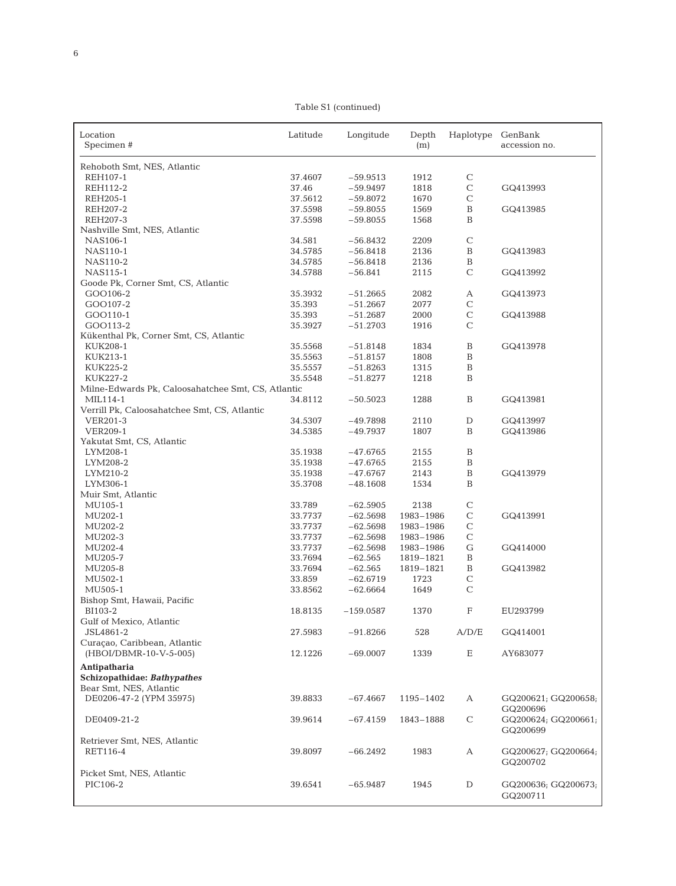Table S1 (continued)

| Location<br>Specimen # | Latitude | Longitude | Depth (m) | Haplotype | GenBank accession no. |
|---|---|---|---|---|---|
| Rehoboth Smt, NES, Atlantic | | | | | |
| REH107-1 | 37.4607 | −59.9513 | 1912 | C | |
| REH112-2 | 37.46 | −59.9497 | 1818 | C | GQ413993 |
| REH205-1 | 37.5612 | −59.8072 | 1670 | C | |
| REH207-2 | 37.5598 | −59.8055 | 1569 | B | GQ413985 |
| REH207-3 | 37.5598 | −59.8055 | 1568 | B | |
| Nashville Smt, NES, Atlantic | | | | | |
| NAS106-1 | 34.581 | −56.8432 | 2209 | C | |
| NAS110-1 | 34.5785 | −56.8418 | 2136 | B | GQ413983 |
| NAS110-2 | 34.5785 | −56.8418 | 2136 | B | |
| NAS115-1 | 34.5788 | −56.841 | 2115 | C | GQ413992 |
| Goode Pk, Corner Smt, CS, Atlantic | | | | | |
| GOO106-2 | 35.3932 | −51.2665 | 2082 | A | GQ413973 |
| GOO107-2 | 35.393 | −51.2667 | 2077 | C | |
| GOO110-1 | 35.393 | −51.2687 | 2000 | C | GQ413988 |
| GOO113-2 | 35.3927 | −51.2703 | 1916 | C | |
| Kükenthal Pk, Corner Smt, CS, Atlantic | | | | | |
| KUK208-1 | 35.5568 | −51.8148 | 1834 | B | GQ413978 |
| KUK213-1 | 35.5563 | −51.8157 | 1808 | B | |
| KUK225-2 | 35.5557 | −51.8263 | 1315 | B | |
| KUK227-2 | 35.5548 | −51.8277 | 1218 | B | |
| Milne-Edwards Pk, Caloosahatchee Smt, CS, Atlantic | | | | | |
| MIL114-1 | 34.8112 | −50.5023 | 1288 | B | GQ413981 |
| Verrill Pk, Caloosahatchee Smt, CS, Atlantic | | | | | |
| VER201-3 | 34.5307 | −49.7898 | 2110 | D | GQ413997 |
| VER209-1 | 34.5385 | −49.7937 | 1807 | B | GQ413986 |
| Yakutat Smt, CS, Atlantic | | | | | |
| LYM208-1 | 35.1938 | −47.6765 | 2155 | B | |
| LYM208-2 | 35.1938 | −47.6765 | 2155 | B | |
| LYM210-2 | 35.1938 | −47.6767 | 2143 | B | GQ413979 |
| LYM306-1 | 35.3708 | −48.1608 | 1534 | B | |
| Muir Smt, Atlantic | | | | | |
| MU105-1 | 33.789 | −62.5905 | 2138 | C | |
| MU202-1 | 33.7737 | −62.5698 | 1983–1986 | C | GQ413991 |
| MU202-2 | 33.7737 | −62.5698 | 1983–1986 | C | |
| MU202-3 | 33.7737 | −62.5698 | 1983–1986 | C | |
| MU202-4 | 33.7737 | −62.5698 | 1983–1986 | G | GQ414000 |
| MU205-7 | 33.7694 | −62.565 | 1819–1821 | B | |
| MU205-8 | 33.7694 | −62.565 | 1819–1821 | B | GQ413982 |
| MU502-1 | 33.859 | −62.6719 | 1723 | C | |
| MU505-1 | 33.8562 | −62.6664 | 1649 | C | |
| Bishop Smt, Hawaii, Pacific | | | | | |
| BI103-2 | 18.8135 | −159.0587 | 1370 | F | EU293799 |
| Gulf of Mexico, Atlantic | | | | | |
| JSL4861-2 | 27.5983 | −91.8266 | 528 | A/D/E | GQ414001 |
| Curaçao, Caribbean, Atlantic | | | | | |
| (HBOI/DBMR-10-V-5-005) | 12.1226 | −69.0007 | 1339 | E | AY683077 |
| **Antipatharia** | | | | | |
| **Schizopathidae: *Bathypathes*** | | | | | |
| Bear Smt, NES, Atlantic | | | | | |
| DE0206-47-2 (YPM 35975) | 39.8833 | −67.4667 | 1195–1402 | A | GQ200621; GQ200658; GQ200696 |
| DE0409-21-2 | 39.9614 | −67.4159 | 1843–1888 | C | GQ200624; GQ200661; GQ200699 |
| Retriever Smt, NES, Atlantic | | | | | |
| RET116-4 | 39.8097 | −66.2492 | 1983 | A | GQ200627; GQ200664; GQ200702 |
| Picket Smt, NES, Atlantic | | | | | |
| PIC106-2 | 39.6541 | −65.9487 | 1945 | D | GQ200636; GQ200673; GQ200711 |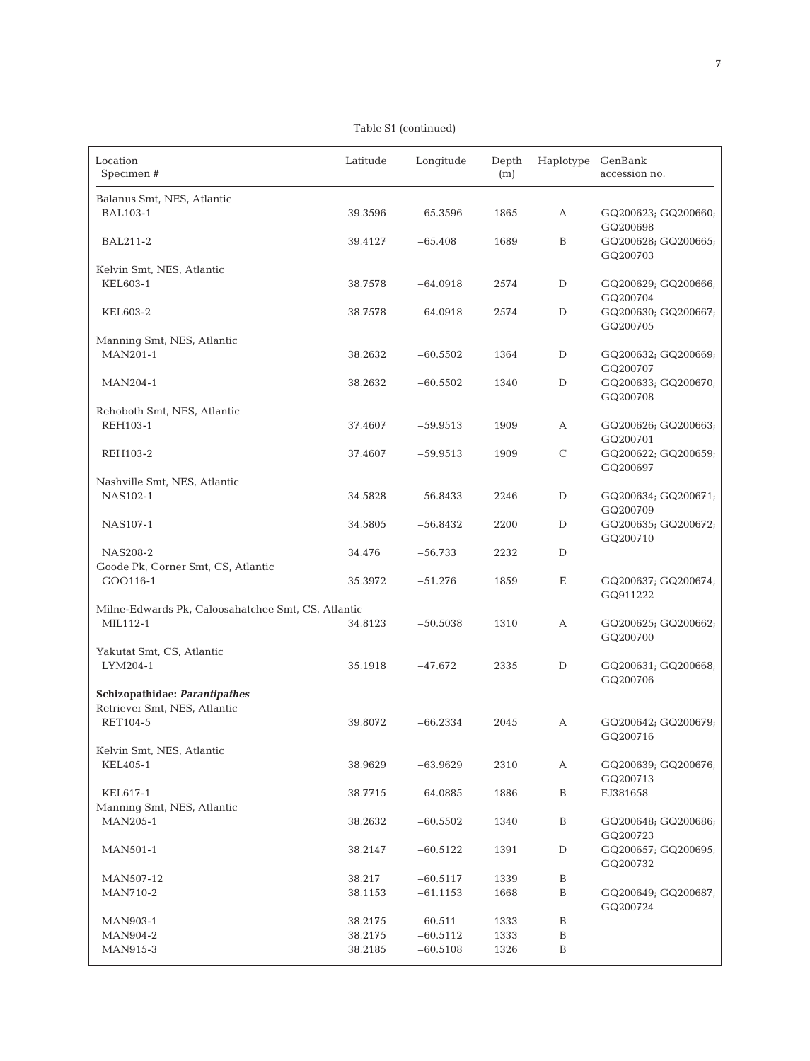Table S1 (continued)

| Location<br>Specimen # | Latitude | Longitude | Depth (m) | Haplotype | GenBank accession no. |
|---|---|---|---|---|---|
| Balanus Smt, NES, Atlantic | | | | | |
| BAL103-1 | 39.3596 | −65.3596 | 1865 | A | GQ200623; GQ200660; GQ200698 |
| BAL211-2 | 39.4127 | −65.408 | 1689 | B | GQ200628; GQ200665; GQ200703 |
| Kelvin Smt, NES, Atlantic | | | | | |
| KEL603-1 | 38.7578 | −64.0918 | 2574 | D | GQ200629; GQ200666; GQ200704 |
| KEL603-2 | 38.7578 | −64.0918 | 2574 | D | GQ200630; GQ200667; GQ200705 |
| Manning Smt, NES, Atlantic | | | | | |
| MAN201-1 | 38.2632 | −60.5502 | 1364 | D | GQ200632; GQ200669; GQ200707 |
| MAN204-1 | 38.2632 | −60.5502 | 1340 | D | GQ200633; GQ200670; GQ200708 |
| Rehoboth Smt, NES, Atlantic | | | | | |
| REH103-1 | 37.4607 | −59.9513 | 1909 | A | GQ200626; GQ200663; GQ200701 |
| REH103-2 | 37.4607 | −59.9513 | 1909 | C | GQ200622; GQ200659; GQ200697 |
| Nashville Smt, NES, Atlantic | | | | | |
| NAS102-1 | 34.5828 | −56.8433 | 2246 | D | GQ200634; GQ200671; GQ200709 |
| NAS107-1 | 34.5805 | −56.8432 | 2200 | D | GQ200635; GQ200672; GQ200710 |
| NAS208-2 | 34.476 | −56.733 | 2232 | D | |
| Goode Pk, Corner Smt, CS, Atlantic | | | | | |
| GOO116-1 | 35.3972 | −51.276 | 1859 | E | GQ200637; GQ200674; GQ911222 |
| Milne-Edwards Pk, Caloosahatchee Smt, CS, Atlantic | | | | | |
| MIL112-1 | 34.8123 | −50.5038 | 1310 | A | GQ200625; GQ200662; GQ200700 |
| Yakutat Smt, CS, Atlantic | | | | | |
| LYM204-1 | 35.1918 | −47.672 | 2335 | D | GQ200631; GQ200668; GQ200706 |
| **Schizopathidae: *Parantipathes*** | | | | | |
| Retriever Smt, NES, Atlantic | | | | | |
| RET104-5 | 39.8072 | −66.2334 | 2045 | A | GQ200642; GQ200679; GQ200716 |
| Kelvin Smt, NES, Atlantic | | | | | |
| KEL405-1 | 38.9629 | −63.9629 | 2310 | A | GQ200639; GQ200676; GQ200713 |
| KEL617-1 | 38.7715 | −64.0885 | 1886 | B | FJ381658 |
| Manning Smt, NES, Atlantic | | | | | |
| MAN205-1 | 38.2632 | −60.5502 | 1340 | B | GQ200648; GQ200686; GQ200723 |
| MAN501-1 | 38.2147 | −60.5122 | 1391 | D | GQ200657; GQ200695; GQ200732 |
| MAN507-12 | 38.217 | −60.5117 | 1339 | B | |
| MAN710-2 | 38.1153 | −61.1153 | 1668 | B | GQ200649; GQ200687; GQ200724 |
| MAN903-1 | 38.2175 | −60.511 | 1333 | B | |
| MAN904-2 | 38.2175 | −60.5112 | 1333 | B | |
| MAN915-3 | 38.2185 | −60.5108 | 1326 | B | |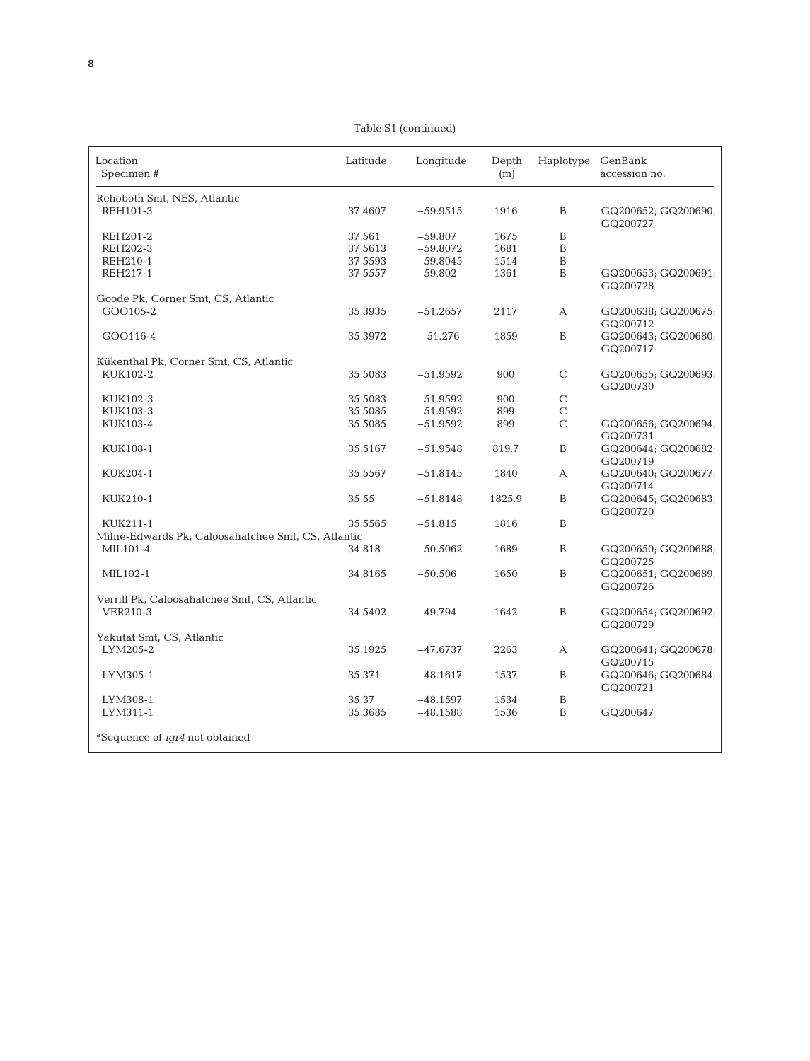Table S1 (continued)

| Location<br>Specimen # | Latitude | Longitude | Depth (m) | Haplotype | GenBank accession no. |
|---|---|---|---|---|---|
| Rehoboth Smt, NES, Atlantic | | | | | |
| REH101-3 | 37.4607 | −59.9515 | 1916 | B | GQ200652; GQ200690; GQ200727 |
| REH201-2 | 37.561 | −59.807 | 1675 | B | |
| REH202-3 | 37.5613 | −59.8072 | 1681 | B | |
| REH210-1 | 37.5593 | −59.8045 | 1514 | B | |
| REH217-1 | 37.5557 | −59.802 | 1361 | B | GQ200653; GQ200691; GQ200728 |
| Goode Pk, Corner Smt, CS, Atlantic | | | | | |
| GOO105-2 | 35.3935 | −51.2657 | 2117 | A | GQ200638; GQ200675; GQ200712 |
| GOO116-4 | 35.3972 | −51.276 | 1859 | B | GQ200643; GQ200680; GQ200717 |
| Kükenthal Pk, Corner Smt, CS, Atlantic | | | | | |
| KUK102-2 | 35.5083 | −51.9592 | 900 | C | GQ200655; GQ200693; GQ200730 |
| KUK102-3 | 35.5083 | −51.9592 | 900 | C | |
| KUK103-3 | 35.5085 | −51.9592 | 899 | C | |
| KUK103-4 | 35.5085 | −51.9592 | 899 | C | GQ200656; GQ200694; GQ200731 |
| KUK108-1 | 35.5167 | −51.9548 | 819.7 | B | GQ200644; GQ200682; GQ200719 |
| KUK204-1 | 35.5567 | −51.8145 | 1840 | A | GQ200640; GQ200677; GQ200714 |
| KUK210-1 | 35.55 | −51.8148 | 1825.9 | B | GQ200645; GQ200683; GQ200720 |
| KUK211-1 | 35.5565 | −51.815 | 1816 | B | |
| Milne-Edwards Pk, Caloosahatchee Smt, CS, Atlantic | | | | | |
| MIL101-4 | 34.818 | −50.5062 | 1689 | B | GQ200650; GQ200688; GQ200725 |
| MIL102-1 | 34.8165 | −50.506 | 1650 | B | GQ200651; GQ200689; GQ200726 |
| Verrill Pk, Caloosahatchee Smt, CS, Atlantic | | | | | |
| VER210-3 | 34.5402 | −49.794 | 1642 | B | GQ200654; GQ200692; GQ200729 |
| Yakutat Smt, CS, Atlantic | | | | | |
| LYM205-2 | 35.1925 | −47.6737 | 2263 | A | GQ200641; GQ200678; GQ200715 |
| LYM305-1 | 35.371 | −48.1617 | 1537 | B | GQ200646; GQ200684; GQ200721 |
| LYM308-1 | 35.37 | −48.1597 | 1534 | B | |
| LYM311-1 | 35.3685 | −48.1588 | 1536 | B | GQ200647 |

[a]Sequence of *igr4* not obtained